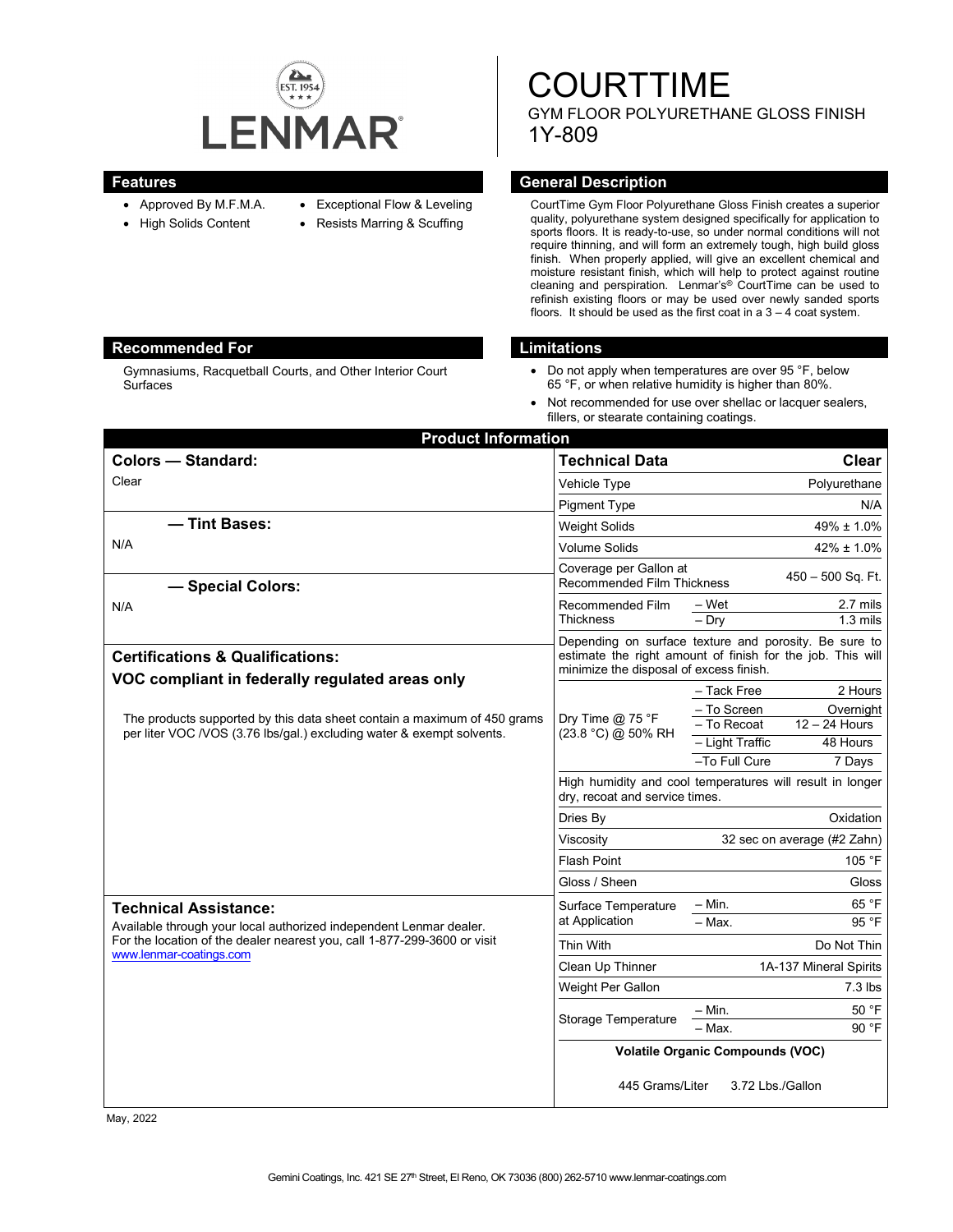LENMAR

# COURTTIME

GYM FLOOR POLYURETHANE GLOSS FINISH

1Y-809

## Features

- Approved By M.F.M.A.
- High Solids Content
- Exceptional Flow & Leveling
- Resists Marring & Scuffing

## General Description

CourtTime Gym Floor Polyurethane Gloss Finish creates a superior quality, polyurethane system designed specifically for application to sports floors. It is ready-to-use, so under normal conditions will not require thinning, and will form an extremely tough, high build gloss finish. When properly applied, will give an excellent chemical and moisture resistant finish, which will help to protect against routine cleaning and perspiration. Lenmar's® CourtTime can be used to refinish existing floors or may be used over newly sanded sports floors. It should be used as the first coat in a 3 – 4 coat system.

## Recommended For

Gymnasiums, Racquetball Courts, and Other Interior Court Surfaces

## Limitations

- Do not apply when temperatures are over 95 °F, below 65 °F, or when relative humidity is higher than 80%.
- Not recommended for use over shellac or lacquer sealers, fillers, or stearate containing coatings.

## Product Information

### Colors — Standard:

Clear

### — Tint Bases:

N/A

### — Special Colors:

N/A

### Certifications & Qualifications:

**VOC compliant in federally regulated areas only**

The products supported by this data sheet contain a maximum of 450 grams per liter VOC /VOS (3.76 lbs/gal.) excluding water & exempt solvents.

### Technical Assistance:

Available through your local authorized independent Lenmar dealer. For the location of the dealer nearest you, call 1-877-299-3600 or visit www.lenmar-coatings.com

| Technical Data | | Clear |
|---|---|---|
| Vehicle Type | | Polyurethane |
| Pigment Type | | N/A |
| Weight Solids | | 49% ± 1.0% |
| Volume Solids | | 42% ± 1.0% |
| Coverage per Gallon at Recommended Film Thickness | | 450 – 500 Sq. Ft. |
| Recommended Film Thickness | – Wet | 2.7 mils |
| | – Dry | 1.3 mils |
| Depending on surface texture and porosity. Be sure to estimate the right amount of finish for the job. This will minimize the disposal of excess finish. | | |
| Dry Time @ 75 °F (23.8 °C) @ 50% RH | – Tack Free | 2 Hours |
| | – To Screen | Overnight |
| | – To Recoat | 12 – 24 Hours |
| | – Light Traffic | 48 Hours |
| | –To Full Cure | 7 Days |
| High humidity and cool temperatures will result in longer dry, recoat and service times. | | |
| Dries By | | Oxidation |
| Viscosity | | 32 sec on average (#2 Zahn) |
| Flash Point | | 105 °F |
| Gloss / Sheen | | Gloss |
| Surface Temperature at Application | – Min. | 65 °F |
| | – Max. | 95 °F |
| Thin With | | Do Not Thin |
| Clean Up Thinner | | 1A-137 Mineral Spirits |
| Weight Per Gallon | | 7.3 lbs |
| Storage Temperature | – Min. | 50 °F |
| | – Max. | 90 °F |
| **Volatile Organic Compounds (VOC)** | | |
| 445 Grams/Liter | | 3.72 Lbs./Gallon |

May, 2022

Gemini Coatings, Inc. 421 SE 27th Street, El Reno, OK 73036 (800) 262-5710 www.lenmar-coatings.com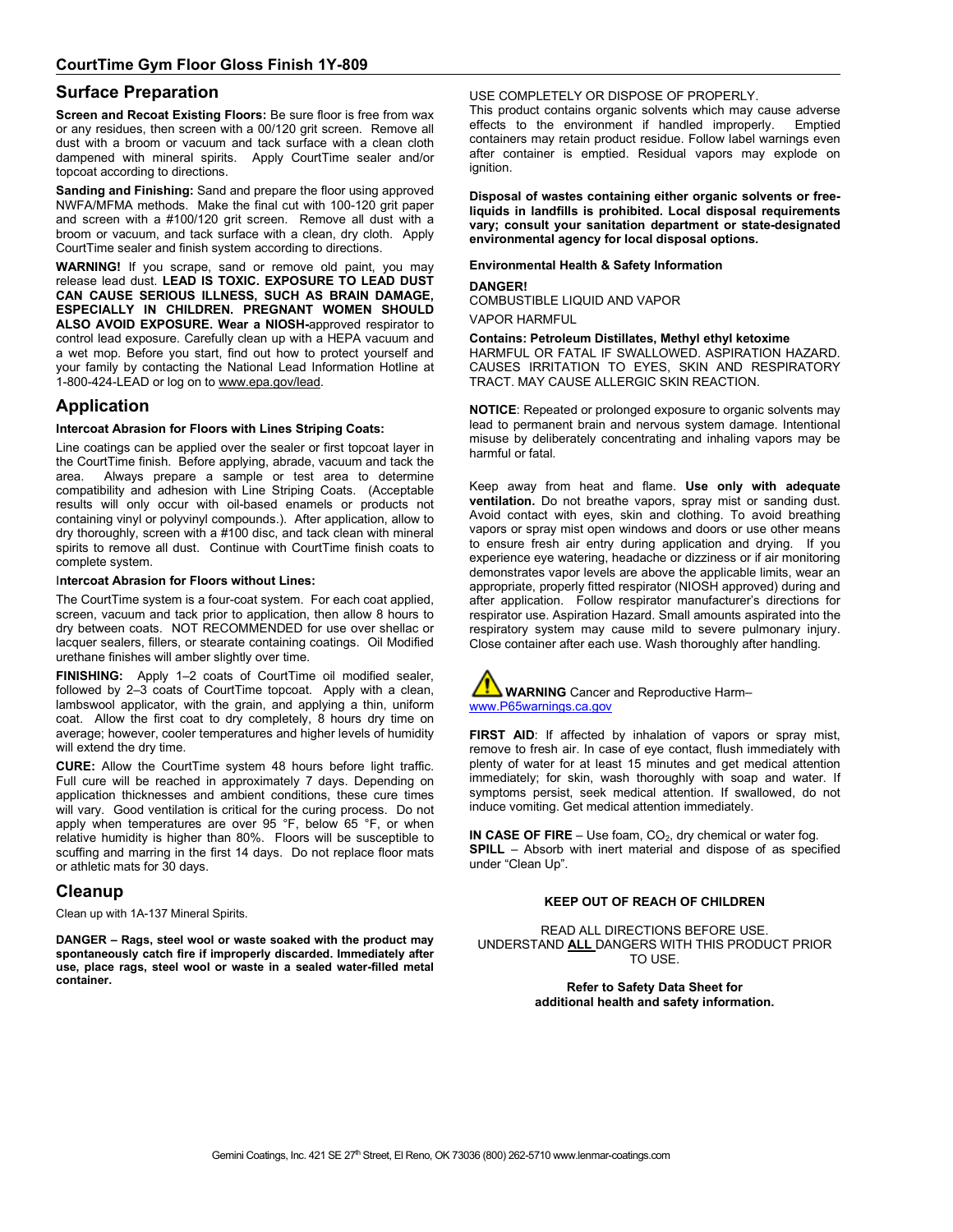## CourtTime Gym Floor Gloss Finish 1Y-809

## Surface Preparation

**Screen and Recoat Existing Floors:** Be sure floor is free from wax or any residues, then screen with a 00/120 grit screen. Remove all dust with a broom or vacuum and tack surface with a clean cloth dampened with mineral spirits. Apply CourtTime sealer and/or topcoat according to directions.

**Sanding and Finishing:** Sand and prepare the floor using approved NWFA/MFMA methods. Make the final cut with 100-120 grit paper and screen with a #100/120 grit screen. Remove all dust with a broom or vacuum, and tack surface with a clean, dry cloth. Apply CourtTime sealer and finish system according to directions.

**WARNING!** If you scrape, sand or remove old paint, you may release lead dust. **LEAD IS TOXIC. EXPOSURE TO LEAD DUST CAN CAUSE SERIOUS ILLNESS, SUCH AS BRAIN DAMAGE, ESPECIALLY IN CHILDREN. PREGNANT WOMEN SHOULD ALSO AVOID EXPOSURE. Wear a NIOSH-**approved respirator to control lead exposure. Carefully clean up with a HEPA vacuum and a wet mop. Before you start, find out how to protect yourself and your family by contacting the National Lead Information Hotline at 1-800-424-LEAD or log on to www.epa.gov/lead.

## Application

**Intercoat Abrasion for Floors with Lines Striping Coats:**

Line coatings can be applied over the sealer or first topcoat layer in the CourtTime finish. Before applying, abrade, vacuum and tack the area. Always prepare a sample or test area to determine compatibility and adhesion with Line Striping Coats. (Acceptable results will only occur with oil-based enamels or products not containing vinyl or polyvinyl compounds.). After application, allow to dry thoroughly, screen with a #100 disc, and tack clean with mineral spirits to remove all dust. Continue with CourtTime finish coats to complete system.

**Intercoat Abrasion for Floors without Lines:**

The CourtTime system is a four-coat system. For each coat applied, screen, vacuum and tack prior to application, then allow 8 hours to dry between coats. NOT RECOMMENDED for use over shellac or lacquer sealers, fillers, or stearate containing coatings. Oil Modified urethane finishes will amber slightly over time.

**FINISHING:** Apply 1–2 coats of CourtTime oil modified sealer, followed by 2–3 coats of CourtTime topcoat. Apply with a clean, lambswool applicator, with the grain, and applying a thin, uniform coat. Allow the first coat to dry completely, 8 hours dry time on average; however, cooler temperatures and higher levels of humidity will extend the dry time.

**CURE:** Allow the CourtTime system 48 hours before light traffic. Full cure will be reached in approximately 7 days. Depending on application thicknesses and ambient conditions, these cure times will vary. Good ventilation is critical for the curing process. Do not apply when temperatures are over 95 °F, below 65 °F, or when relative humidity is higher than 80%. Floors will be susceptible to scuffing and marring in the first 14 days. Do not replace floor mats or athletic mats for 30 days.

## Cleanup

Clean up with 1A-137 Mineral Spirits.

**DANGER – Rags, steel wool or waste soaked with the product may spontaneously catch fire if improperly discarded. Immediately after use, place rags, steel wool or waste in a sealed water-filled metal container.**

USE COMPLETELY OR DISPOSE OF PROPERLY.
This product contains organic solvents which may cause adverse effects to the environment if handled improperly. Emptied containers may retain product residue. Follow label warnings even after container is emptied. Residual vapors may explode on ignition.

**Disposal of wastes containing either organic solvents or free-liquids in landfills is prohibited. Local disposal requirements vary; consult your sanitation department or state-designated environmental agency for local disposal options.**

**Environmental Health & Safety Information**

**DANGER!**
COMBUSTIBLE LIQUID AND VAPOR

VAPOR HARMFUL

**Contains: Petroleum Distillates, Methyl ethyl ketoxime**
HARMFUL OR FATAL IF SWALLOWED. ASPIRATION HAZARD. CAUSES IRRITATION TO EYES, SKIN AND RESPIRATORY TRACT. MAY CAUSE ALLERGIC SKIN REACTION.

**NOTICE**: Repeated or prolonged exposure to organic solvents may lead to permanent brain and nervous system damage. Intentional misuse by deliberately concentrating and inhaling vapors may be harmful or fatal.

Keep away from heat and flame. **Use only with adequate ventilation.** Do not breathe vapors, spray mist or sanding dust. Avoid contact with eyes, skin and clothing. To avoid breathing vapors or spray mist open windows and doors or use other means to ensure fresh air entry during application and drying. If you experience eye watering, headache or dizziness or if air monitoring demonstrates vapor levels are above the applicable limits, wear an appropriate, properly fitted respirator (NIOSH approved) during and after application. Follow respirator manufacturer's directions for respirator use. Aspiration Hazard. Small amounts aspirated into the respiratory system may cause mild to severe pulmonary injury. Close container after each use. Wash thoroughly after handling.

**WARNING** Cancer and Reproductive Harm– www.P65warnings.ca.gov

**FIRST AID**: If affected by inhalation of vapors or spray mist, remove to fresh air. In case of eye contact, flush immediately with plenty of water for at least 15 minutes and get medical attention immediately; for skin, wash thoroughly with soap and water. If symptoms persist, seek medical attention. If swallowed, do not induce vomiting. Get medical attention immediately.

**IN CASE OF FIRE** – Use foam, $CO_2$, dry chemical or water fog.
**SPILL** – Absorb with inert material and dispose of as specified under "Clean Up".

**KEEP OUT OF REACH OF CHILDREN**

READ ALL DIRECTIONS BEFORE USE.
UNDERSTAND **ALL** DANGERS WITH THIS PRODUCT PRIOR TO USE.

**Refer to Safety Data Sheet for additional health and safety information.**

Gemini Coatings, Inc. 421 SE 27th Street, El Reno, OK 73036 (800) 262-5710 www.lenmar-coatings.com